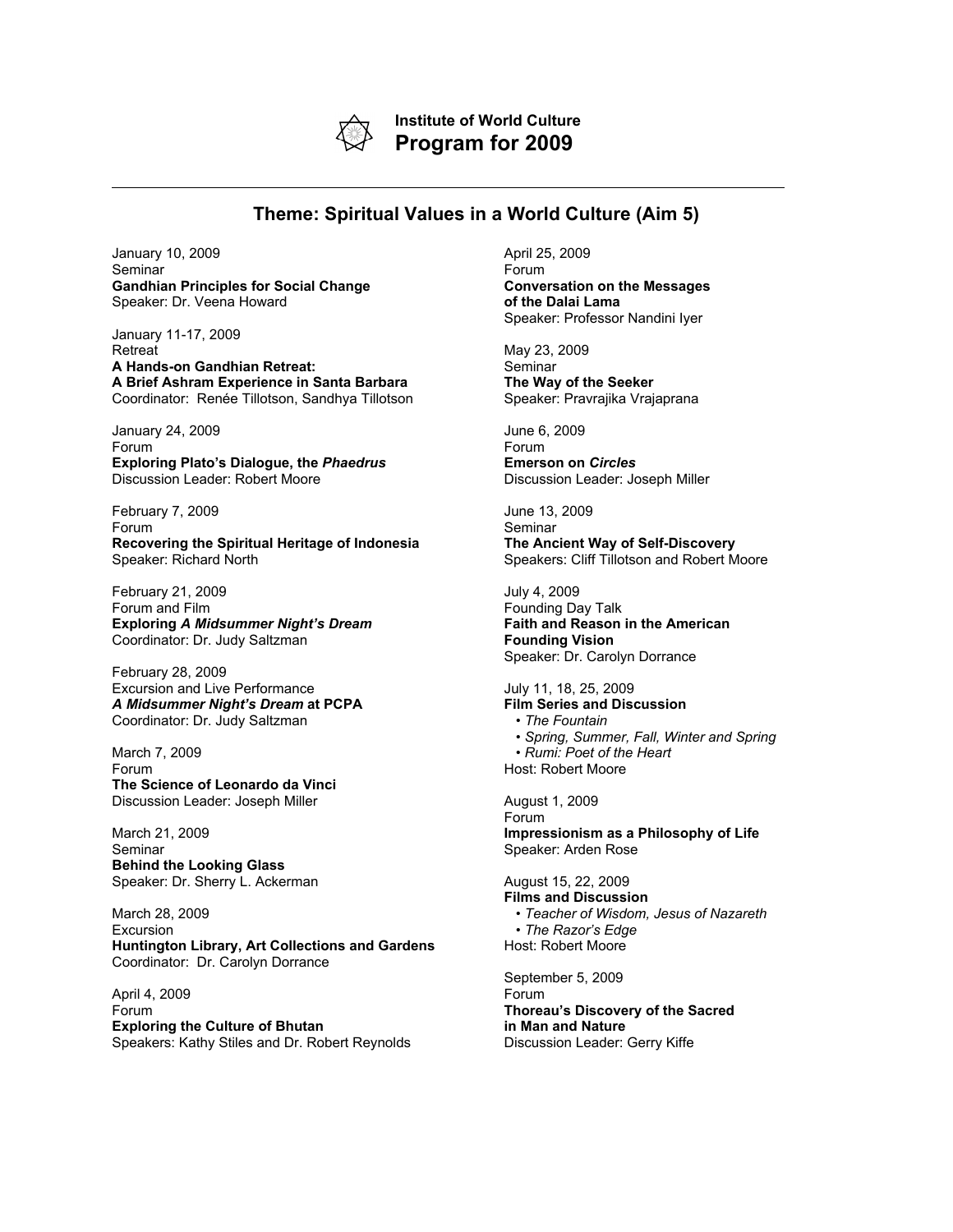**Institute of World Culture**

# Program for 2009

---

## Theme: Spiritual Values in a World Culture (Aim 5)

January 10, 2009
Seminar
**Gandhian Principles for Social Change**
Speaker: Dr. Veena Howard

January 11-17, 2009
Retreat
**A Hands-on Gandhian Retreat:**
**A Brief Ashram Experience in Santa Barbara**
Coordinator: Renée Tillotson, Sandhya Tillotson

January 24, 2009
Forum
**Exploring Plato's Dialogue, the *Phaedrus***
Discussion Leader: Robert Moore

February 7, 2009
Forum
**Recovering the Spiritual Heritage of Indonesia**
Speaker: Richard North

February 21, 2009
Forum and Film
**Exploring *A Midsummer Night's Dream***
Coordinator: Dr. Judy Saltzman

February 28, 2009
Excursion and Live Performance
***A Midsummer Night's Dream* at PCPA**
Coordinator: Dr. Judy Saltzman

March 7, 2009
Forum
**The Science of Leonardo da Vinci**
Discussion Leader: Joseph Miller

March 21, 2009
Seminar
**Behind the Looking Glass**
Speaker: Dr. Sherry L. Ackerman

March 28, 2009
Excursion
**Huntington Library, Art Collections and Gardens**
Coordinator: Dr. Carolyn Dorrance

April 4, 2009
Forum
**Exploring the Culture of Bhutan**
Speakers: Kathy Stiles and Dr. Robert Reynolds

April 25, 2009
Forum
**Conversation on the Messages of the Dalai Lama**
Speaker: Professor Nandini Iyer

May 23, 2009
Seminar
**The Way of the Seeker**
Speaker: Pravrajika Vrajaprana

June 6, 2009
Forum
**Emerson on *Circles***
Discussion Leader: Joseph Miller

June 13, 2009
Seminar
**The Ancient Way of Self-Discovery**
Speakers: Cliff Tillotson and Robert Moore

July 4, 2009
Founding Day Talk
**Faith and Reason in the American Founding Vision**
Speaker: Dr. Carolyn Dorrance

July 11, 18, 25, 2009
**Film Series and Discussion**
- *The Fountain*
- *Spring, Summer, Fall, Winter and Spring*
- *Rumi: Poet of the Heart*

Host: Robert Moore

August 1, 2009
Forum
**Impressionism as a Philosophy of Life**
Speaker: Arden Rose

August 15, 22, 2009
**Films and Discussion**
- *Teacher of Wisdom, Jesus of Nazareth*
- *The Razor's Edge*

Host: Robert Moore

September 5, 2009
Forum
**Thoreau's Discovery of the Sacred in Man and Nature**
Discussion Leader: Gerry Kiffe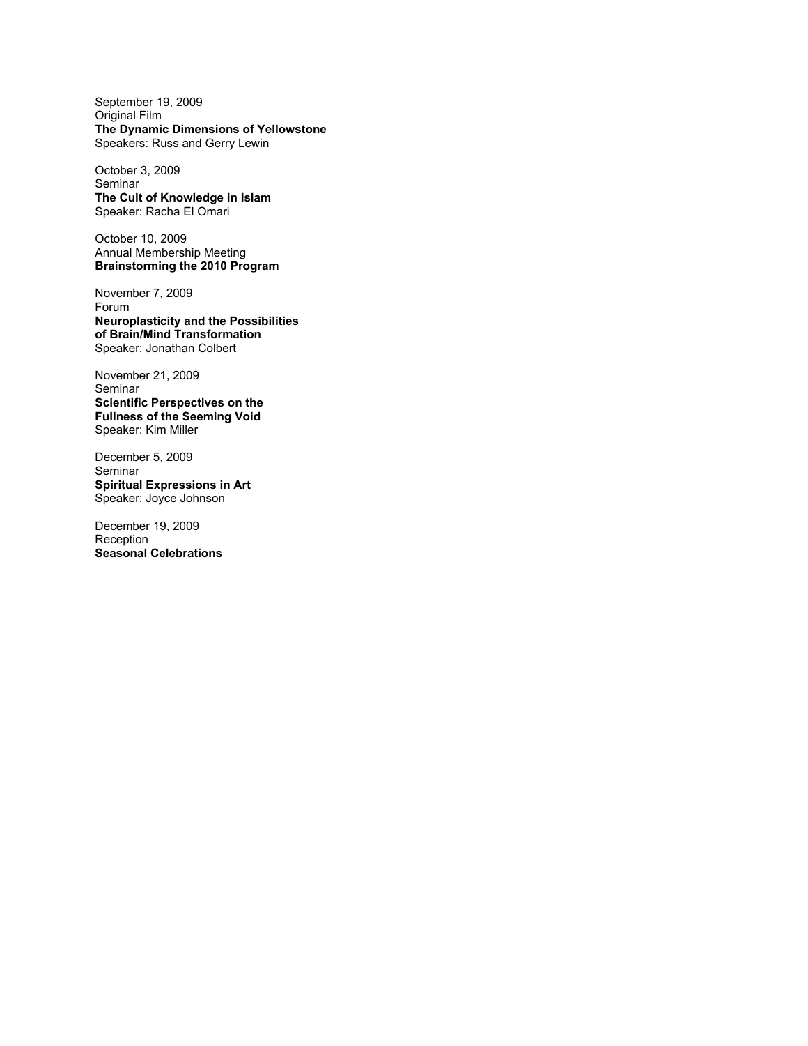September 19, 2009
Original Film
**The Dynamic Dimensions of Yellowstone**
Speakers: Russ and Gerry Lewin

October 3, 2009
Seminar
**The Cult of Knowledge in Islam**
Speaker: Racha El Omari

October 10, 2009
Annual Membership Meeting
**Brainstorming the 2010 Program**

November 7, 2009
Forum
**Neuroplasticity and the Possibilities of Brain/Mind Transformation**
Speaker: Jonathan Colbert

November 21, 2009
Seminar
**Scientific Perspectives on the Fullness of the Seeming Void**
Speaker: Kim Miller

December 5, 2009
Seminar
**Spiritual Expressions in Art**
Speaker: Joyce Johnson

December 19, 2009
Reception
**Seasonal Celebrations**